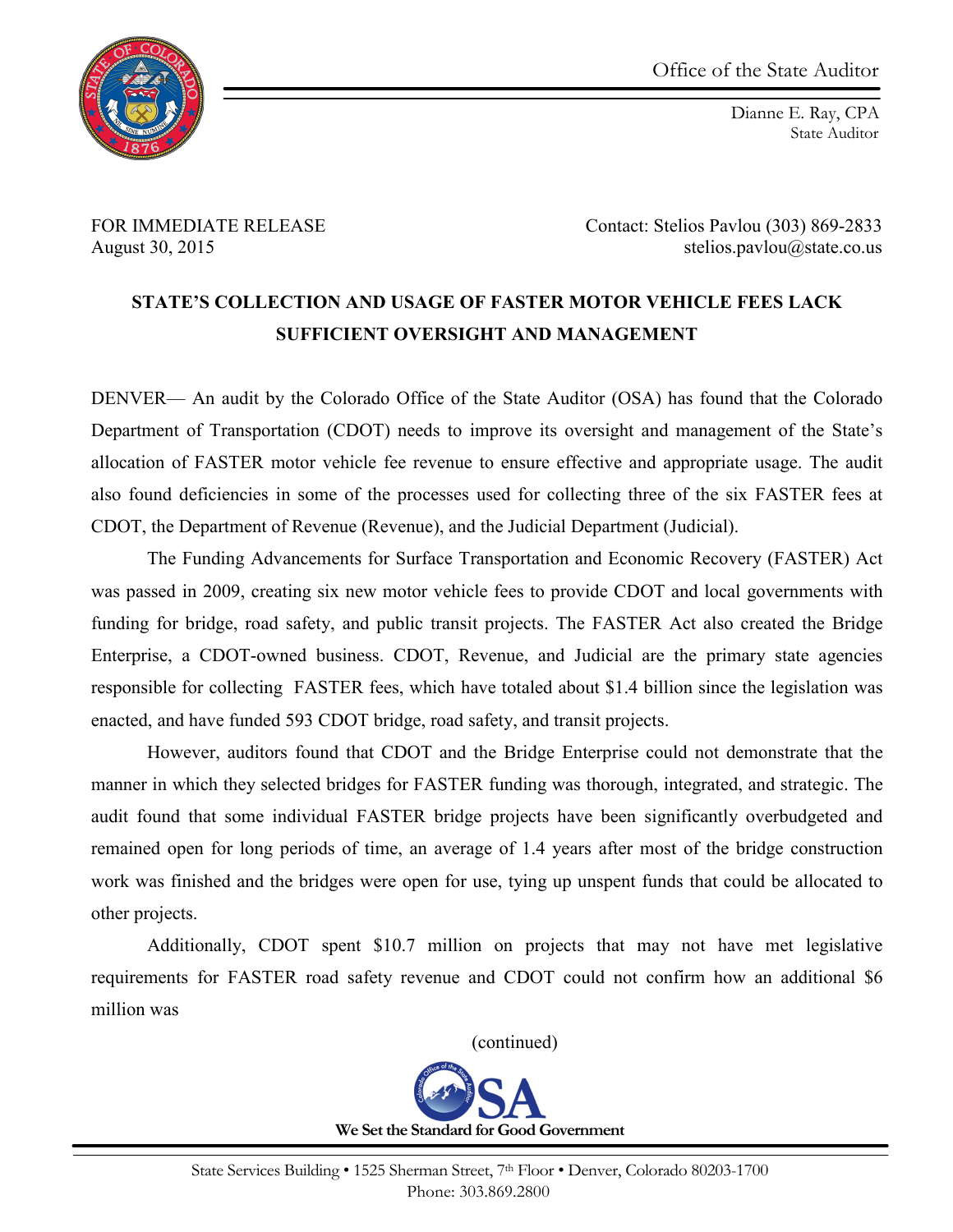Office of the State Auditor

Dianne E. Ray, CPA
State Auditor

FOR IMMEDIATE RELEASE
August 30, 2015

Contact: Stelios Pavlou (303) 869-2833
stelios.pavlou@state.co.us

**STATE'S COLLECTION AND USAGE OF FASTER MOTOR VEHICLE FEES LACK SUFFICIENT OVERSIGHT AND MANAGEMENT**

DENVER— An audit by the Colorado Office of the State Auditor (OSA) has found that the Colorado Department of Transportation (CDOT) needs to improve its oversight and management of the State's allocation of FASTER motor vehicle fee revenue to ensure effective and appropriate usage. The audit also found deficiencies in some of the processes used for collecting three of the six FASTER fees at CDOT, the Department of Revenue (Revenue), and the Judicial Department (Judicial).

The Funding Advancements for Surface Transportation and Economic Recovery (FASTER) Act was passed in 2009, creating six new motor vehicle fees to provide CDOT and local governments with funding for bridge, road safety, and public transit projects. The FASTER Act also created the Bridge Enterprise, a CDOT-owned business. CDOT, Revenue, and Judicial are the primary state agencies responsible for collecting FASTER fees, which have totaled about $1.4 billion since the legislation was enacted, and have funded 593 CDOT bridge, road safety, and transit projects.

However, auditors found that CDOT and the Bridge Enterprise could not demonstrate that the manner in which they selected bridges for FASTER funding was thorough, integrated, and strategic. The audit found that some individual FASTER bridge projects have been significantly overbudgeted and remained open for long periods of time, an average of 1.4 years after most of the bridge construction work was finished and the bridges were open for use, tying up unspent funds that could be allocated to other projects.

Additionally, CDOT spent $10.7 million on projects that may not have met legislative requirements for FASTER road safety revenue and CDOT could not confirm how an additional $6 million was

(continued)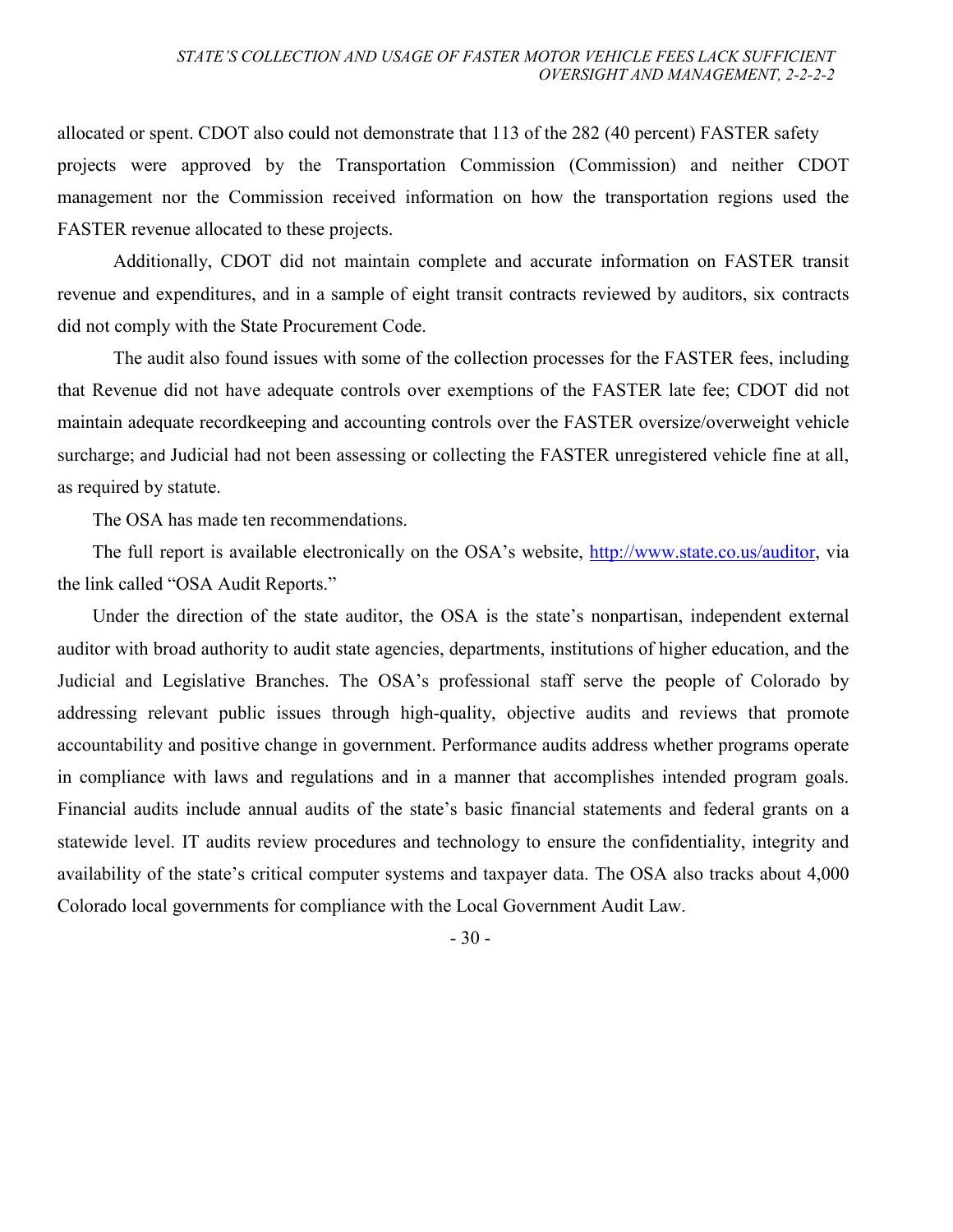allocated or spent. CDOT also could not demonstrate that 113 of the 282 (40 percent) FASTER safety projects were approved by the Transportation Commission (Commission) and neither CDOT management nor the Commission received information on how the transportation regions used the FASTER revenue allocated to these projects.

Additionally, CDOT did not maintain complete and accurate information on FASTER transit revenue and expenditures, and in a sample of eight transit contracts reviewed by auditors, six contracts did not comply with the State Procurement Code.

The audit also found issues with some of the collection processes for the FASTER fees, including that Revenue did not have adequate controls over exemptions of the FASTER late fee; CDOT did not maintain adequate recordkeeping and accounting controls over the FASTER oversize/overweight vehicle surcharge; and Judicial had not been assessing or collecting the FASTER unregistered vehicle fine at all, as required by statute.

The OSA has made ten recommendations.

The full report is available electronically on the OSA's website, http://www.state.co.us/auditor, via the link called "OSA Audit Reports."

Under the direction of the state auditor, the OSA is the state's nonpartisan, independent external auditor with broad authority to audit state agencies, departments, institutions of higher education, and the Judicial and Legislative Branches. The OSA's professional staff serve the people of Colorado by addressing relevant public issues through high-quality, objective audits and reviews that promote accountability and positive change in government. Performance audits address whether programs operate in compliance with laws and regulations and in a manner that accomplishes intended program goals. Financial audits include annual audits of the state's basic financial statements and federal grants on a statewide level. IT audits review procedures and technology to ensure the confidentiality, integrity and availability of the state's critical computer systems and taxpayer data. The OSA also tracks about 4,000 Colorado local governments for compliance with the Local Government Audit Law.